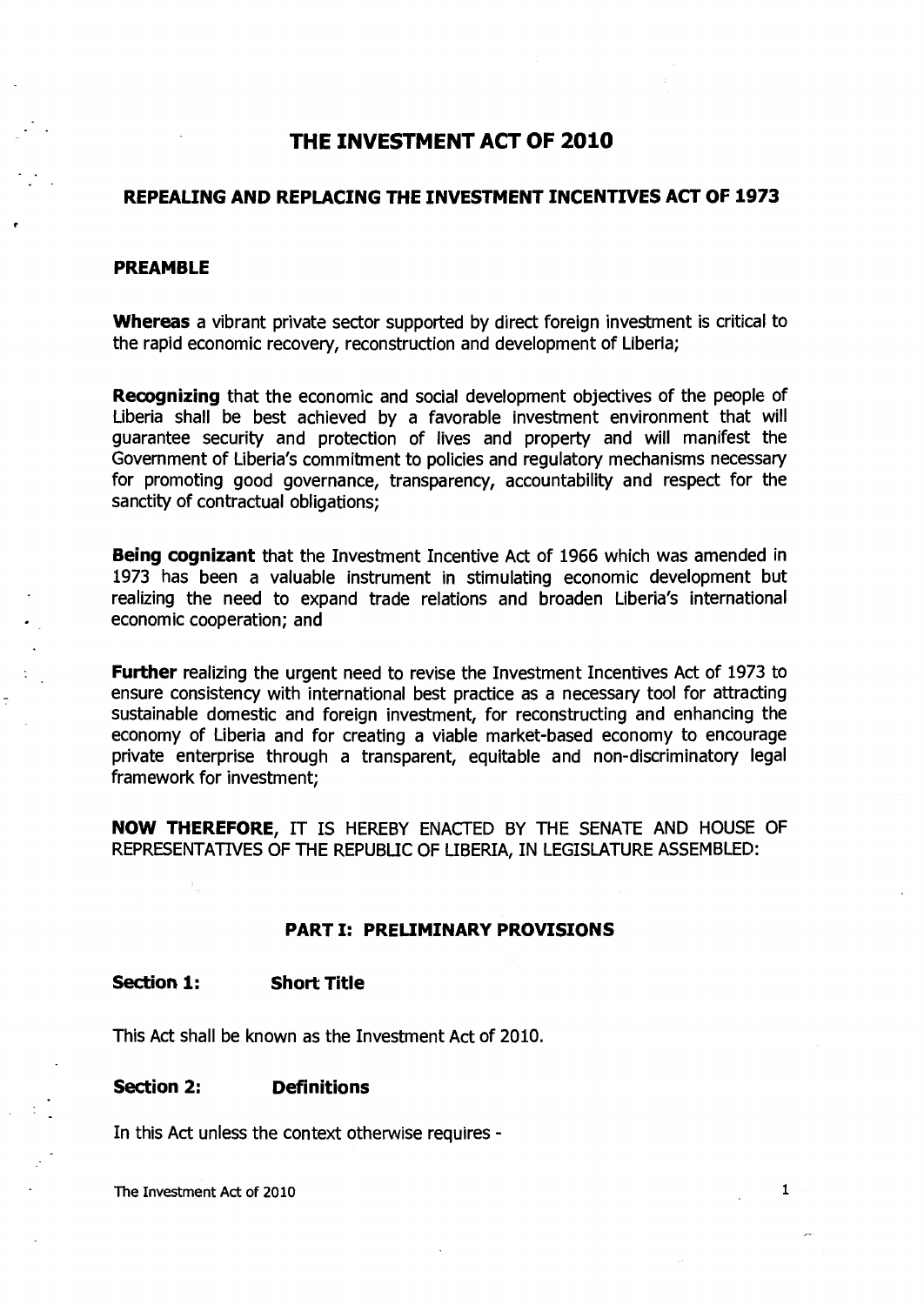# THE INVESTMENT ACT OF 2010

## REPEALING AND REPLACING THE INVESTMENT INCENTIVES ACT OF 1973

### PREAMBLE

**Whereas** a vibrant private sector supported by direct foreign investment is critical to the rapid economic recovery, reconstruction and development of Liberia;

**Recognizing** that the economic and social development objectives of the people of Liberia shall be best achieved by a favorable investment environment that will guarantee security and protection of lives and property and will manifest the Government of Liberia's commitment to policies and regulatory mechanisms necessary for promoting good governance, transparency, accountability and respect for the sanctity of contractual obligations;

**Being cognizant** that the Investment Incentive Act of 1966 which was amended in 1973 has been a valuable instrument in stimulating economic development but realizing the need to expand trade relations and broaden Liberia's international economic cooperation; and

**Further** realizing the urgent need to revise the Investment Incentives Act of 1973 to ensure consistency with international best practice as a necessary tool for attracting sustainable domestic and foreign investment, for reconstructing and enhancing the economy of Liberia and for creating a viable market-based economy to encourage private enterprise through a transparent, equitable and non-discriminatory legal framework for investment;

**NOW THEREFORE**, IT IS HEREBY ENACTED BY THE SENATE AND HOUSE OF REPRESENTATIVES OF THE REPUBLIC OF LIBERIA, IN LEGISLATURE ASSEMBLED:

## PART I: PRELIMINARY PROVISIONS

### Section 1: Short Title

This Act shall be known as the Investment Act of 2010.

### Section 2: Definitions

In this Act unless the context otherwise requires -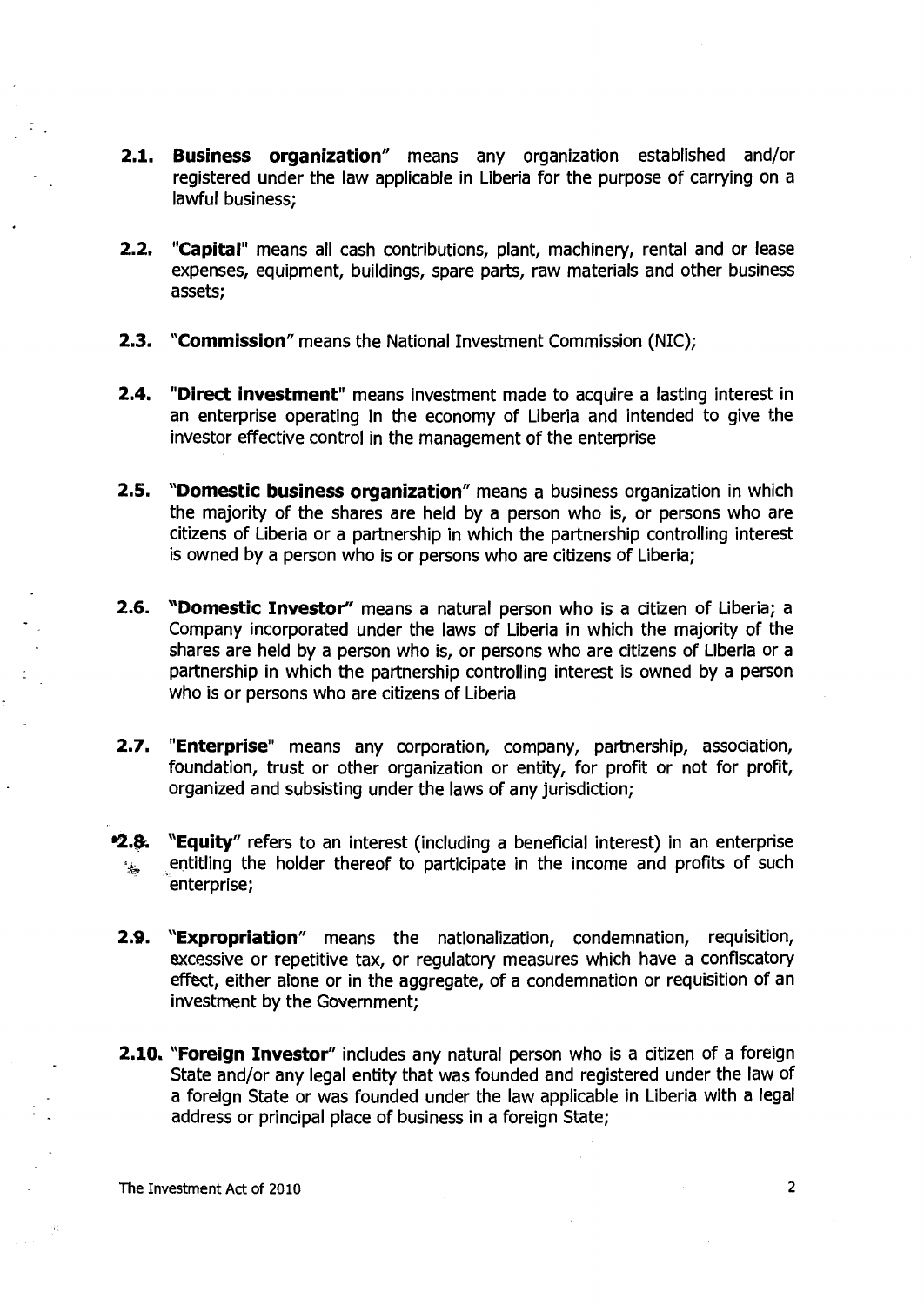**2.1. Business organization"** means any organization established and/or registered under the law applicable in Liberia for the purpose of carrying on a lawful business;

**2.2. "Capital"** means all cash contributions, plant, machinery, rental and or lease expenses, equipment, buildings, spare parts, raw materials and other business assets;

**2.3. "Commission"** means the National Investment Commission (NIC);

**2.4. "Direct Investment"** means investment made to acquire a lasting interest in an enterprise operating in the economy of Liberia and intended to give the investor effective control in the management of the enterprise

**2.5. "Domestic business organization"** means a business organization in which the majority of the shares are held by a person who is, or persons who are citizens of Liberia or a partnership in which the partnership controlling interest is owned by a person who is or persons who are citizens of Liberia;

**2.6. "Domestic Investor"** means a natural person who is a citizen of Liberia; a Company incorporated under the laws of Liberia in which the majority of the shares are held by a person who is, or persons who are citizens of Liberia or a partnership in which the partnership controlling interest is owned by a person who is or persons who are citizens of Liberia

**2.7. "Enterprise"** means any corporation, company, partnership, association, foundation, trust or other organization or entity, for profit or not for profit, organized and subsisting under the laws of any jurisdiction;

**2.8. "Equity"** refers to an interest (including a beneficial interest) in an enterprise entitling the holder thereof to participate in the income and profits of such enterprise;

**2.9. "Expropriation"** means the nationalization, condemnation, requisition, excessive or repetitive tax, or regulatory measures which have a confiscatory effect, either alone or in the aggregate, of a condemnation or requisition of an investment by the Government;

**2.10. "Foreign Investor"** includes any natural person who is a citizen of a foreign State and/or any legal entity that was founded and registered under the law of a foreign State or was founded under the law applicable in Liberia with a legal address or principal place of business in a foreign State;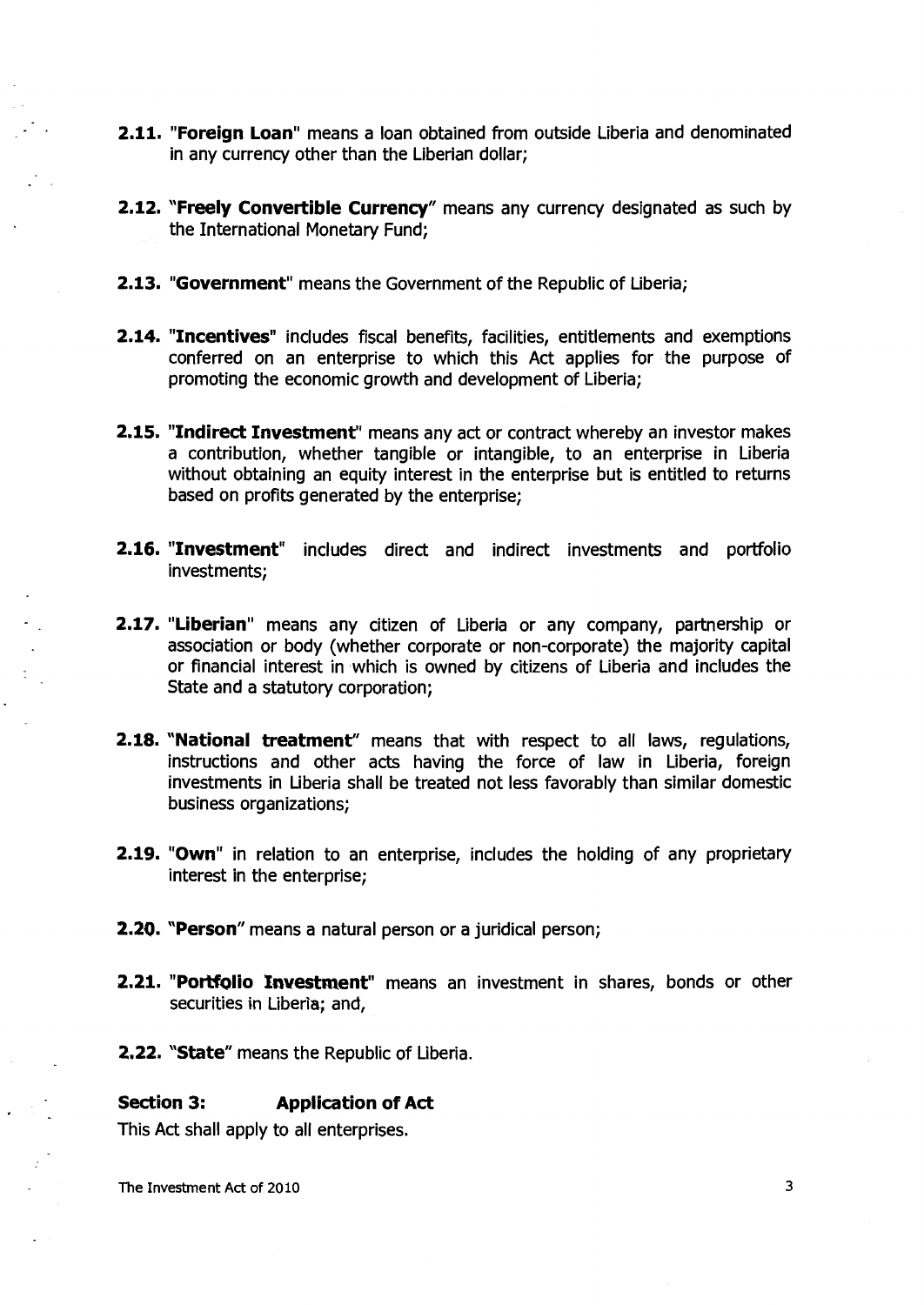**2.11.** "**Foreign Loan**" means a loan obtained from outside Liberia and denominated in any currency other than the Liberian dollar;

**2.12.** "**Freely Convertible Currency**" means any currency designated as such by the International Monetary Fund;

**2.13.** "**Government**" means the Government of the Republic of Liberia;

**2.14.** "**Incentives**" includes fiscal benefits, facilities, entitlements and exemptions conferred on an enterprise to which this Act applies for the purpose of promoting the economic growth and development of Liberia;

**2.15.** "**Indirect Investment**" means any act or contract whereby an investor makes a contribution, whether tangible or intangible, to an enterprise in Liberia without obtaining an equity interest in the enterprise but is entitled to returns based on profits generated by the enterprise;

**2.16.** "**Investment**" includes direct and indirect investments and portfolio investments;

**2.17.** "**Liberian**" means any citizen of Liberia or any company, partnership or association or body (whether corporate or non-corporate) the majority capital or financial interest in which is owned by citizens of Liberia and includes the State and a statutory corporation;

**2.18.** "**National treatment**" means that with respect to all laws, regulations, instructions and other acts having the force of law in Liberia, foreign investments in Liberia shall be treated not less favorably than similar domestic business organizations;

**2.19.** "**Own**" in relation to an enterprise, includes the holding of any proprietary interest in the enterprise;

**2.20.** "**Person**" means a natural person or a juridical person;

**2.21.** "**Portfolio Investment**" means an investment in shares, bonds or other securities in Liberia; and,

**2.22.** "**State**" means the Republic of Liberia.

### Section 3: Application of Act

This Act shall apply to all enterprises.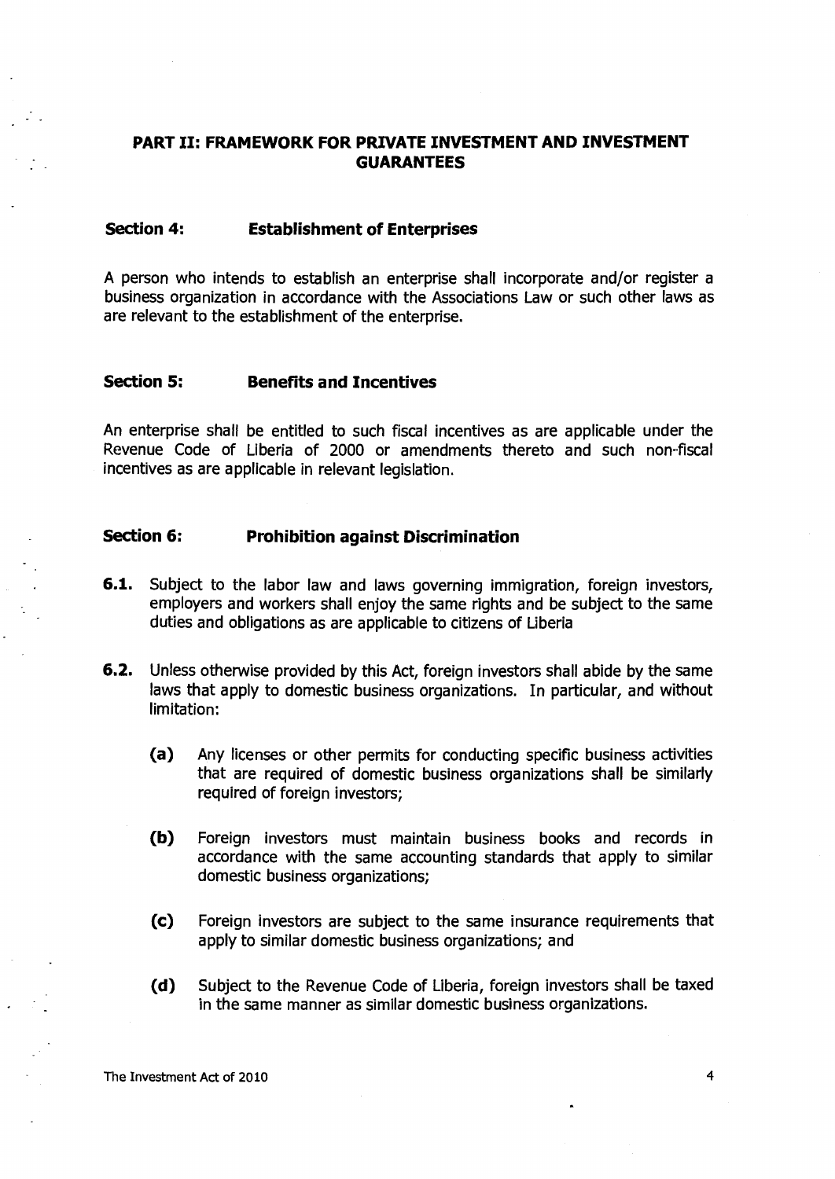## PART II: FRAMEWORK FOR PRIVATE INVESTMENT AND INVESTMENT GUARANTEES

### Section 4: Establishment of Enterprises

A person who intends to establish an enterprise shall incorporate and/or register a business organization in accordance with the Associations Law or such other laws as are relevant to the establishment of the enterprise.

### Section 5: Benefits and Incentives

An enterprise shall be entitled to such fiscal incentives as are applicable under the Revenue Code of Liberia of 2000 or amendments thereto and such non-fiscal incentives as are applicable in relevant legislation.

### Section 6: Prohibition against Discrimination

**6.1.** Subject to the labor law and laws governing immigration, foreign investors, employers and workers shall enjoy the same rights and be subject to the same duties and obligations as are applicable to citizens of Liberia

**6.2.** Unless otherwise provided by this Act, foreign investors shall abide by the same laws that apply to domestic business organizations. In particular, and without limitation:

**(a)** Any licenses or other permits for conducting specific business activities that are required of domestic business organizations shall be similarly required of foreign investors;

**(b)** Foreign investors must maintain business books and records in accordance with the same accounting standards that apply to similar domestic business organizations;

**(c)** Foreign investors are subject to the same insurance requirements that apply to similar domestic business organizations; and

**(d)** Subject to the Revenue Code of Liberia, foreign investors shall be taxed in the same manner as similar domestic business organizations.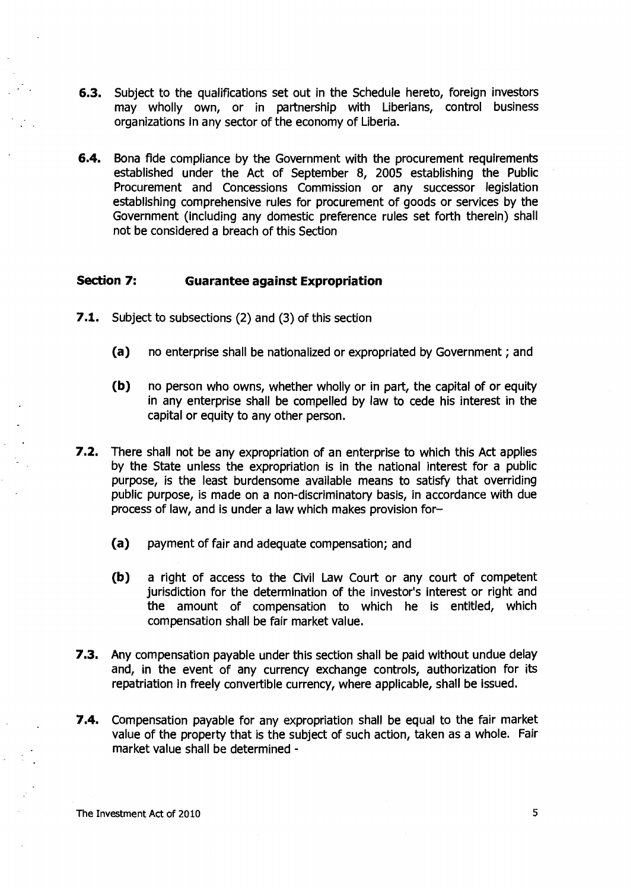**6.3.** Subject to the qualifications set out in the Schedule hereto, foreign investors may wholly own, or in partnership with Liberians, control business organizations in any sector of the economy of Liberia.

**6.4.** Bona fide compliance by the Government with the procurement requirements established under the Act of September 8, 2005 establishing the Public Procurement and Concessions Commission or any successor legislation establishing comprehensive rules for procurement of goods or services by the Government (including any domestic preference rules set forth therein) shall not be considered a breach of this Section

## Section 7: Guarantee against Expropriation

**7.1.** Subject to subsections (2) and (3) of this section

- **(a)** no enterprise shall be nationalized or expropriated by Government ; and
- **(b)** no person who owns, whether wholly or in part, the capital of or equity in any enterprise shall be compelled by law to cede his interest in the capital or equity to any other person.

**7.2.** There shall not be any expropriation of an enterprise to which this Act applies by the State unless the expropriation is in the national interest for a public purpose, is the least burdensome available means to satisfy that overriding public purpose, is made on a non-discriminatory basis, in accordance with due process of law, and is under a law which makes provision for–

- **(a)** payment of fair and adequate compensation; and
- **(b)** a right of access to the Civil Law Court or any court of competent jurisdiction for the determination of the investor's interest or right and the amount of compensation to which he is entitled, which compensation shall be fair market value.

**7.3.** Any compensation payable under this section shall be paid without undue delay and, in the event of any currency exchange controls, authorization for its repatriation in freely convertible currency, where applicable, shall be issued.

**7.4.** Compensation payable for any expropriation shall be equal to the fair market value of the property that is the subject of such action, taken as a whole. Fair market value shall be determined -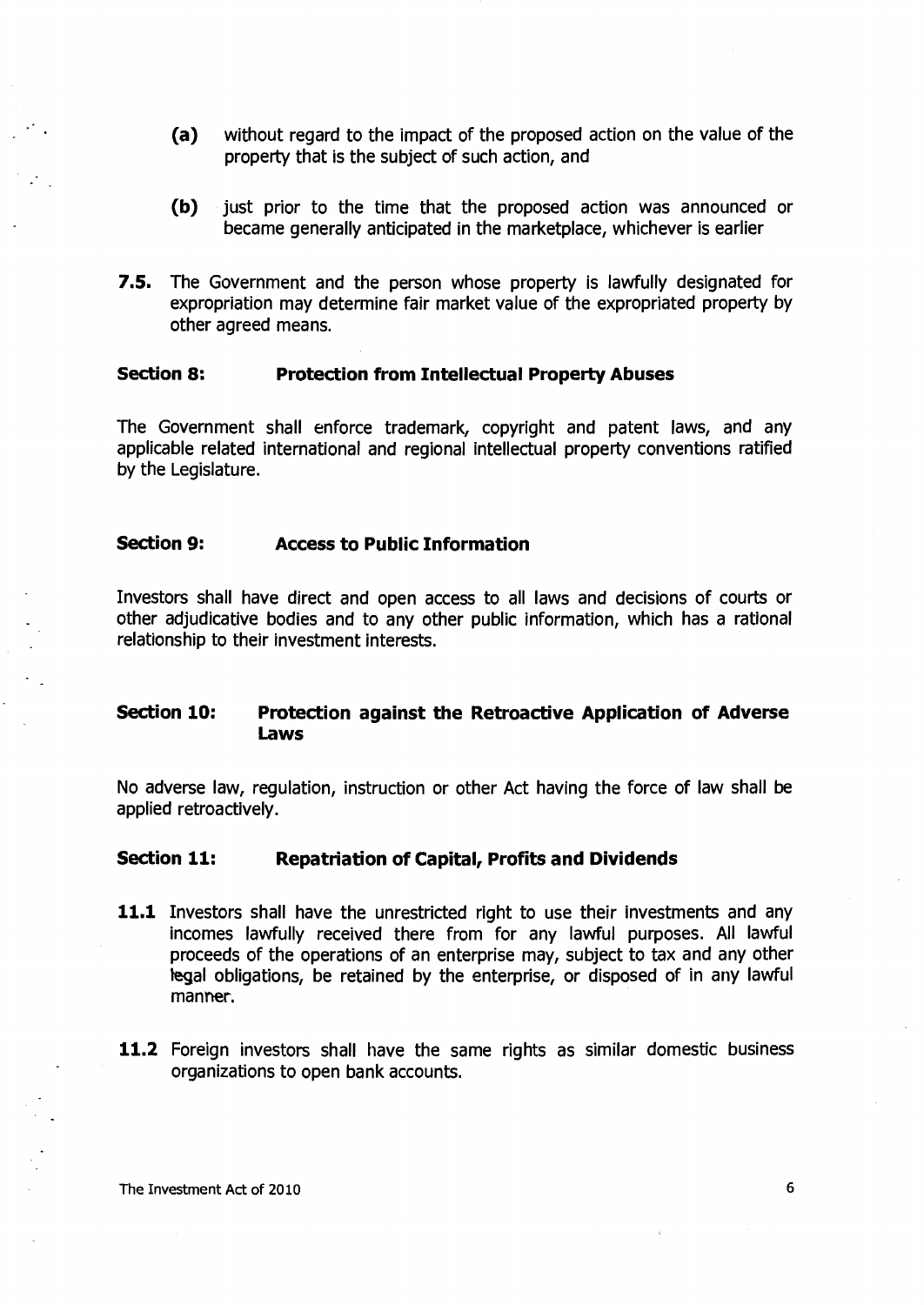**(a)** without regard to the impact of the proposed action on the value of the property that is the subject of such action, and

**(b)** just prior to the time that the proposed action was announced or became generally anticipated in the marketplace, whichever is earlier

**7.5.** The Government and the person whose property is lawfully designated for expropriation may determine fair market value of the expropriated property by other agreed means.

### Section 8: Protection from Intellectual Property Abuses

The Government shall enforce trademark, copyright and patent laws, and any applicable related international and regional intellectual property conventions ratified by the Legislature.

### Section 9: Access to Public Information

Investors shall have direct and open access to all laws and decisions of courts or other adjudicative bodies and to any other public information, which has a rational relationship to their investment interests.

### Section 10: Protection against the Retroactive Application of Adverse Laws

No adverse law, regulation, instruction or other Act having the force of law shall be applied retroactively.

### Section 11: Repatriation of Capital, Profits and Dividends

**11.1** Investors shall have the unrestricted right to use their investments and any incomes lawfully received there from for any lawful purposes. All lawful proceeds of the operations of an enterprise may, subject to tax and any other legal obligations, be retained by the enterprise, or disposed of in any lawful manner.

**11.2** Foreign investors shall have the same rights as similar domestic business organizations to open bank accounts.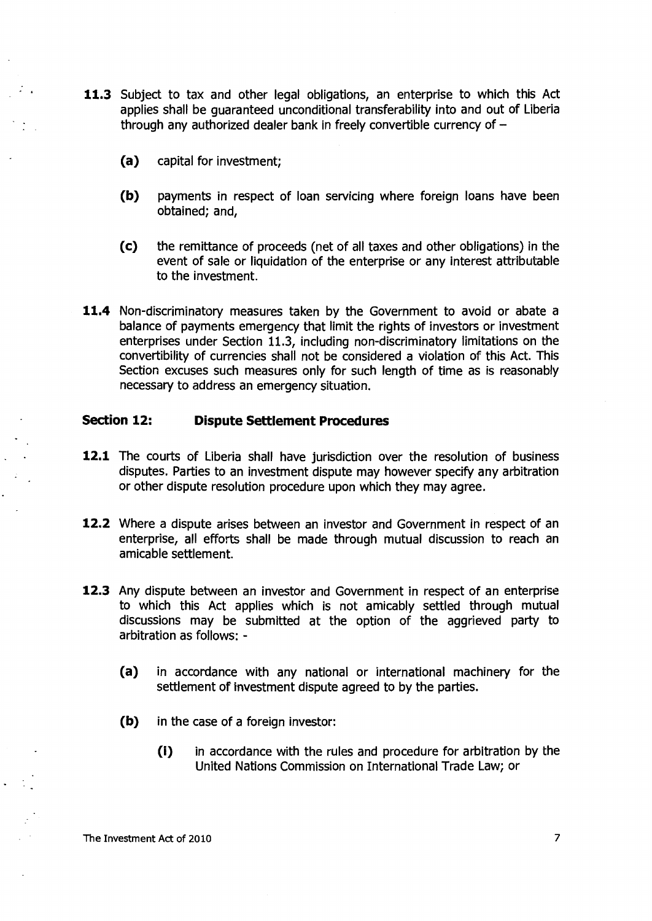**11.3** Subject to tax and other legal obligations, an enterprise to which this Act applies shall be guaranteed unconditional transferability into and out of Liberia through any authorized dealer bank in freely convertible currency of –

**(a)** capital for investment;

**(b)** payments in respect of loan servicing where foreign loans have been obtained; and,

**(c)** the remittance of proceeds (net of all taxes and other obligations) in the event of sale or liquidation of the enterprise or any interest attributable to the investment.

**11.4** Non-discriminatory measures taken by the Government to avoid or abate a balance of payments emergency that limit the rights of investors or investment enterprises under Section 11.3, including non-discriminatory limitations on the convertibility of currencies shall not be considered a violation of this Act. This Section excuses such measures only for such length of time as is reasonably necessary to address an emergency situation.

## Section 12: Dispute Settlement Procedures

**12.1** The courts of Liberia shall have jurisdiction over the resolution of business disputes. Parties to an investment dispute may however specify any arbitration or other dispute resolution procedure upon which they may agree.

**12.2** Where a dispute arises between an investor and Government in respect of an enterprise, all efforts shall be made through mutual discussion to reach an amicable settlement.

**12.3** Any dispute between an investor and Government in respect of an enterprise to which this Act applies which is not amicably settled through mutual discussions may be submitted at the option of the aggrieved party to arbitration as follows: -

**(a)** in accordance with any national or international machinery for the settlement of investment dispute agreed to by the parties.

**(b)** in the case of a foreign investor:

**(i)** in accordance with the rules and procedure for arbitration by the United Nations Commission on International Trade Law; or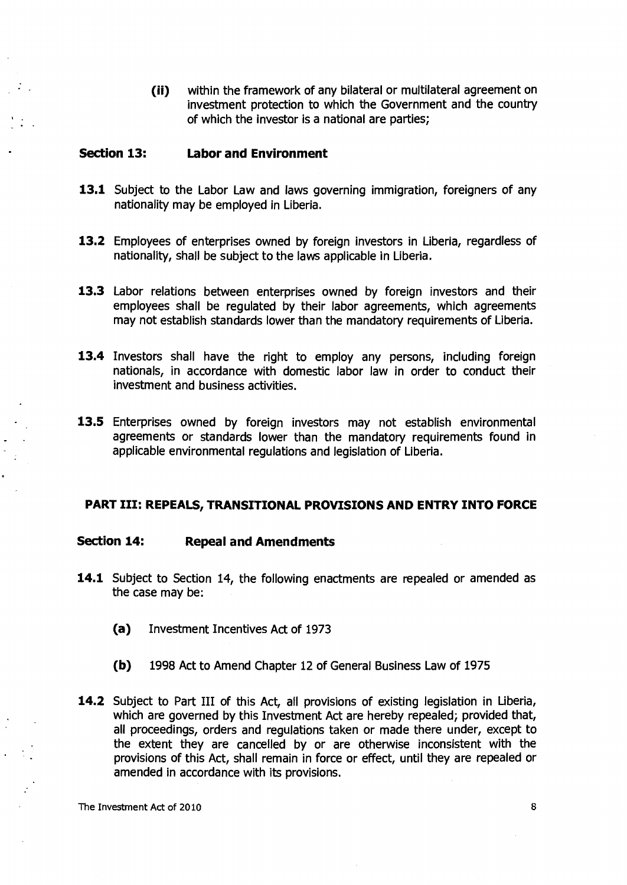(ii) within the framework of any bilateral or multilateral agreement on investment protection to which the Government and the country of which the investor is a national are parties;

### Section 13: Labor and Environment

**13.1** Subject to the Labor Law and laws governing immigration, foreigners of any nationality may be employed in Liberia.

**13.2** Employees of enterprises owned by foreign investors in Liberia, regardless of nationality, shall be subject to the laws applicable in Liberia.

**13.3** Labor relations between enterprises owned by foreign investors and their employees shall be regulated by their labor agreements, which agreements may not establish standards lower than the mandatory requirements of Liberia.

**13.4** Investors shall have the right to employ any persons, including foreign nationals, in accordance with domestic labor law in order to conduct their investment and business activities.

**13.5** Enterprises owned by foreign investors may not establish environmental agreements or standards lower than the mandatory requirements found in applicable environmental regulations and legislation of Liberia.

## PART III: REPEALS, TRANSITIONAL PROVISIONS AND ENTRY INTO FORCE

### Section 14: Repeal and Amendments

**14.1** Subject to Section 14, the following enactments are repealed or amended as the case may be:

**(a)** Investment Incentives Act of 1973

**(b)** 1998 Act to Amend Chapter 12 of General Business Law of 1975

**14.2** Subject to Part III of this Act, all provisions of existing legislation in Liberia, which are governed by this Investment Act are hereby repealed; provided that, all proceedings, orders and regulations taken or made there under, except to the extent they are cancelled by or are otherwise inconsistent with the provisions of this Act, shall remain in force or effect, until they are repealed or amended in accordance with its provisions.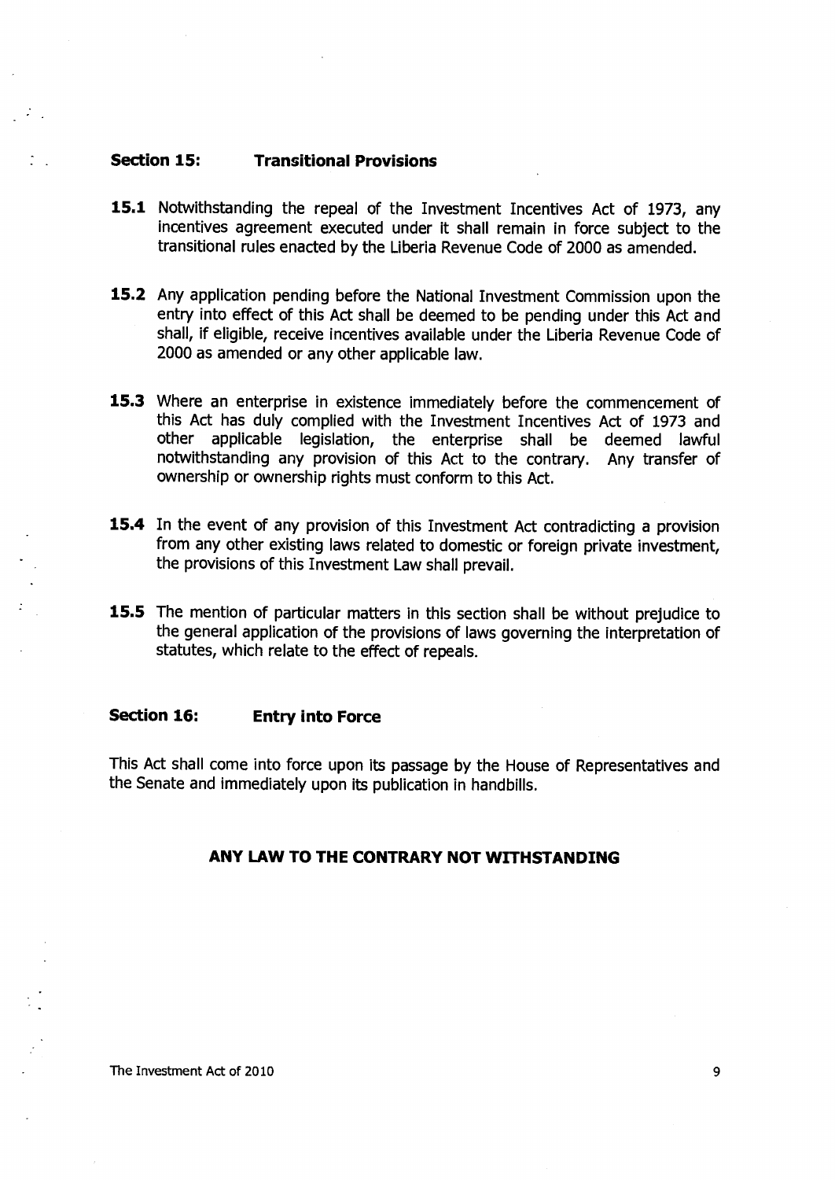## Section 15: Transitional Provisions

**15.1** Notwithstanding the repeal of the Investment Incentives Act of 1973, any incentives agreement executed under it shall remain in force subject to the transitional rules enacted by the Liberia Revenue Code of 2000 as amended.

**15.2** Any application pending before the National Investment Commission upon the entry into effect of this Act shall be deemed to be pending under this Act and shall, if eligible, receive incentives available under the Liberia Revenue Code of 2000 as amended or any other applicable law.

**15.3** Where an enterprise in existence immediately before the commencement of this Act has duly complied with the Investment Incentives Act of 1973 and other applicable legislation, the enterprise shall be deemed lawful notwithstanding any provision of this Act to the contrary. Any transfer of ownership or ownership rights must conform to this Act.

**15.4** In the event of any provision of this Investment Act contradicting a provision from any other existing laws related to domestic or foreign private investment, the provisions of this Investment Law shall prevail.

**15.5** The mention of particular matters in this section shall be without prejudice to the general application of the provisions of laws governing the interpretation of statutes, which relate to the effect of repeals.

## Section 16: Entry into Force

This Act shall come into force upon its passage by the House of Representatives and the Senate and immediately upon its publication in handbills.

**ANY LAW TO THE CONTRARY NOT WITHSTANDING**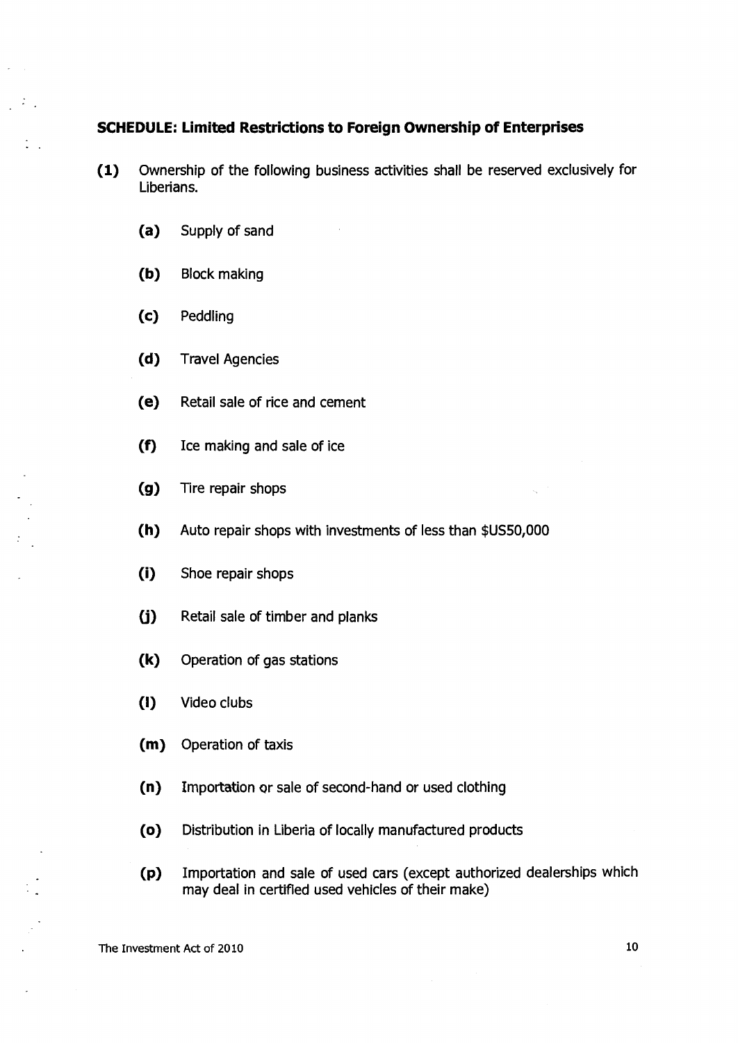## SCHEDULE: Limited Restrictions to Foreign Ownership of Enterprises

**(1)** Ownership of the following business activities shall be reserved exclusively for Liberians.

- **(a)** Supply of sand
- **(b)** Block making
- **(c)** Peddling
- **(d)** Travel Agencies
- **(e)** Retail sale of rice and cement
- **(f)** Ice making and sale of ice
- **(g)** Tire repair shops
- **(h)** Auto repair shops with investments of less than $US50,000
- **(i)** Shoe repair shops
- **(j)** Retail sale of timber and planks
- **(k)** Operation of gas stations
- **(l)** Video clubs
- **(m)** Operation of taxis
- **(n)** Importation or sale of second-hand or used clothing
- **(o)** Distribution in Liberia of locally manufactured products
- **(p)** Importation and sale of used cars (except authorized dealerships which may deal in certified used vehicles of their make)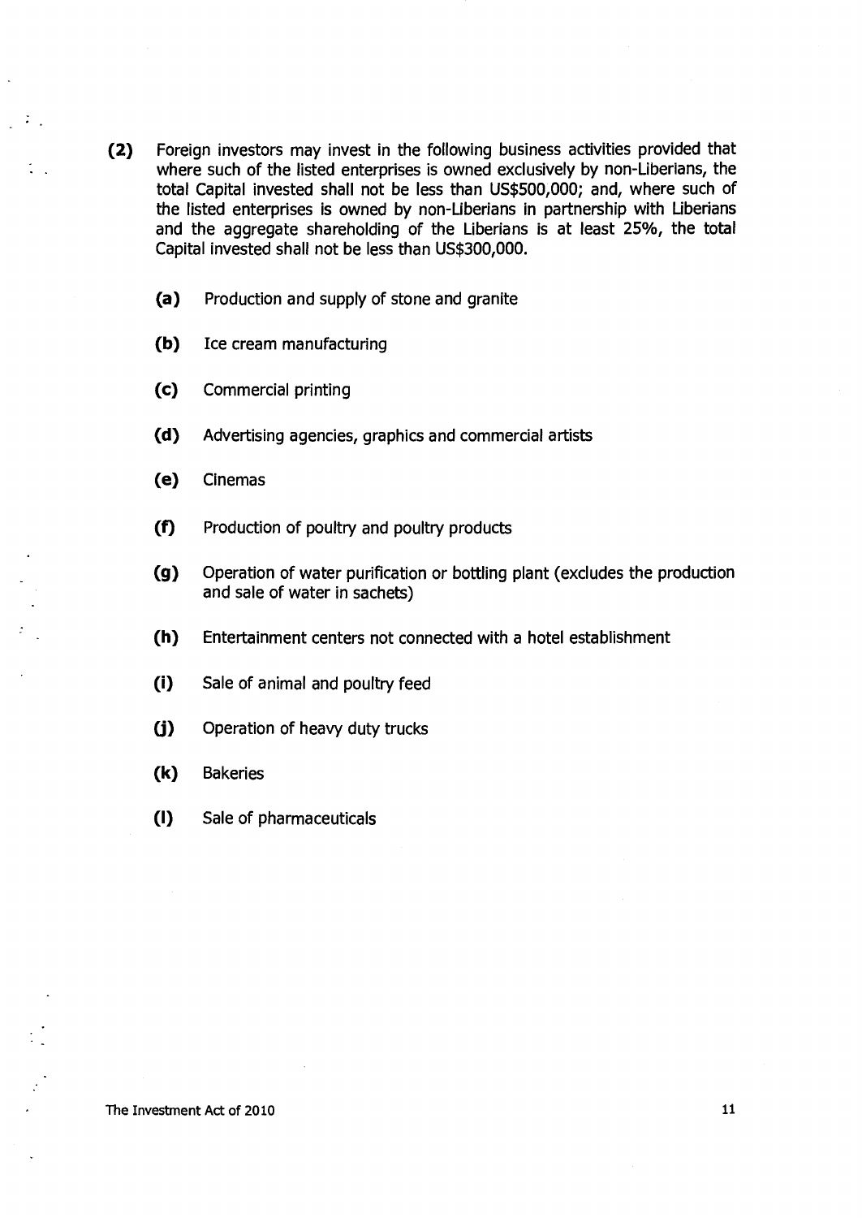**(2)** Foreign investors may invest in the following business activities provided that where such of the listed enterprises is owned exclusively by non-Liberians, the total Capital invested shall not be less than US$500,000; and, where such of the listed enterprises is owned by non-Liberians in partnership with Liberians and the aggregate shareholding of the Liberians is at least 25%, the total Capital invested shall not be less than US$300,000.

**(a)** Production and supply of stone and granite

**(b)** Ice cream manufacturing

**(c)** Commercial printing

**(d)** Advertising agencies, graphics and commercial artists

**(e)** Cinemas

**(f)** Production of poultry and poultry products

**(g)** Operation of water purification or bottling plant (excludes the production and sale of water in sachets)

**(h)** Entertainment centers not connected with a hotel establishment

**(i)** Sale of animal and poultry feed

**(j)** Operation of heavy duty trucks

**(k)** Bakeries

**(l)** Sale of pharmaceuticals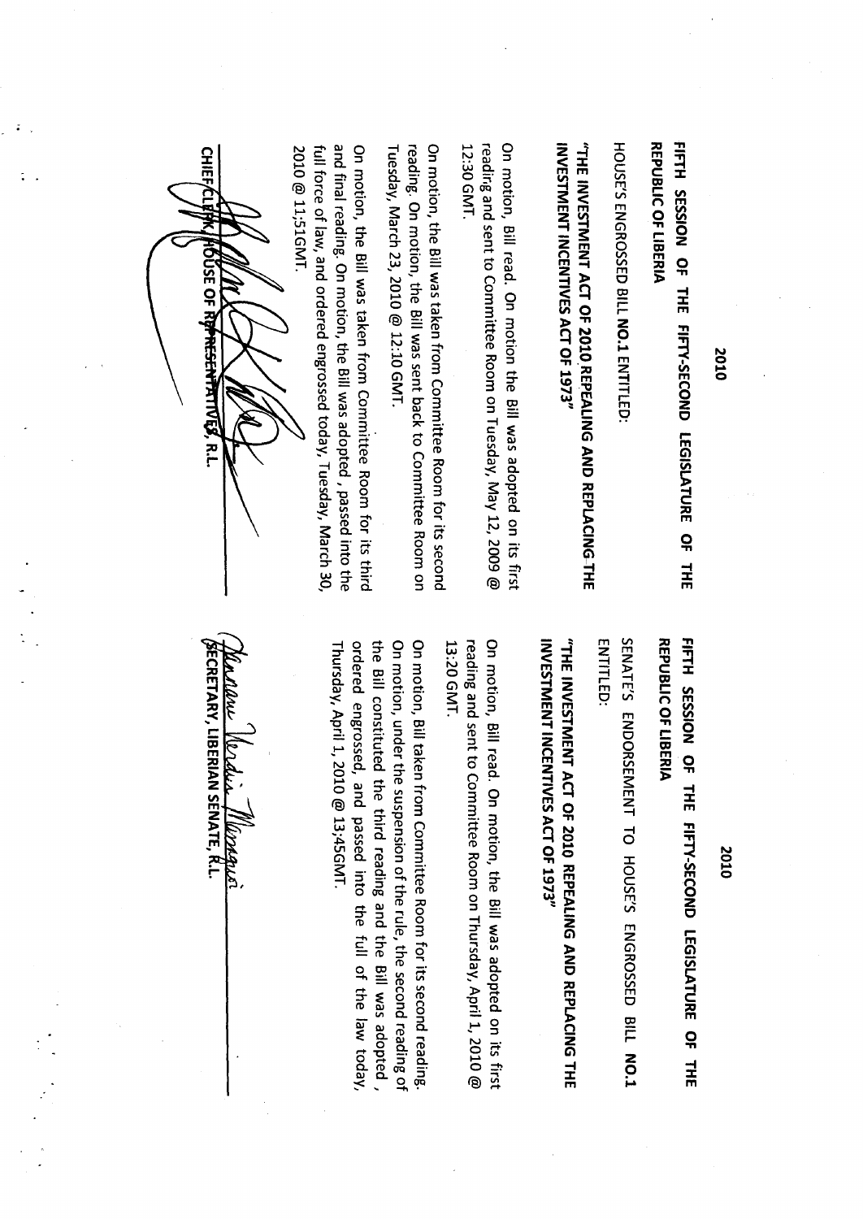2010

**FIFTH SESSION OF THE FIFTY-SECOND LEGISLATURE OF THE REPUBLIC OF LIBERIA**

HOUSE'S ENGROSSED BILL **NO.1** ENTITLED:

**"THE INVESTMENT ACT OF 2010 REPEALING AND REPLACING THE INVESTMENT INCENTIVES ACT OF 1973"**

On motion, Bill read. On motion the Bill was adopted on its first reading and sent to Committee Room on Tuesday, May 12, 2009 @ 12:30 GMT.

On motion, the Bill was taken from Committee Room for its second reading. On motion, the Bill was sent back to Committee Room on Tuesday, March 23, 2010 @ 12:10 GMT.

On motion, the Bill was taken from Committee Room for its third and final reading. On motion, the Bill was adopted , passed into the full force of law, and ordered engrossed today, Tuesday, March 30, 2010 @ 11,51GMT.

CHIEF CLERK, HOUSE OF REPRESENTATIVES, R.L.

2010

**FIFTH SESSION OF THE FIFTY-SECOND LEGISLATURE OF THE REPUBLIC OF LIBERIA**

SENATE'S ENDORSEMENT TO HOUSE'S ENGROSSED BILL **NO.1** ENTITLED:

**"THE INVESTMENT ACT OF 2010 REPEALING AND REPLACING THE INVESTMENT INCENTIVES ACT OF 1973"**

On motion, Bill read. On motion, the Bill was adopted on its first reading and sent to Committee Room on Thursday, April 1, 2010 @ 13:20 GMT.

On motion, Bill taken from Committee Room for its second reading. On motion, under the suspension of the rule, the second reading of the Bill constituted the third reading and the Bill was adopted , ordered engrossed, and passed into the full of the law today, Thursday, April 1, 2010 @ 13;45GMT.

SECRETARY, LIBERIAN SENATE, R.L.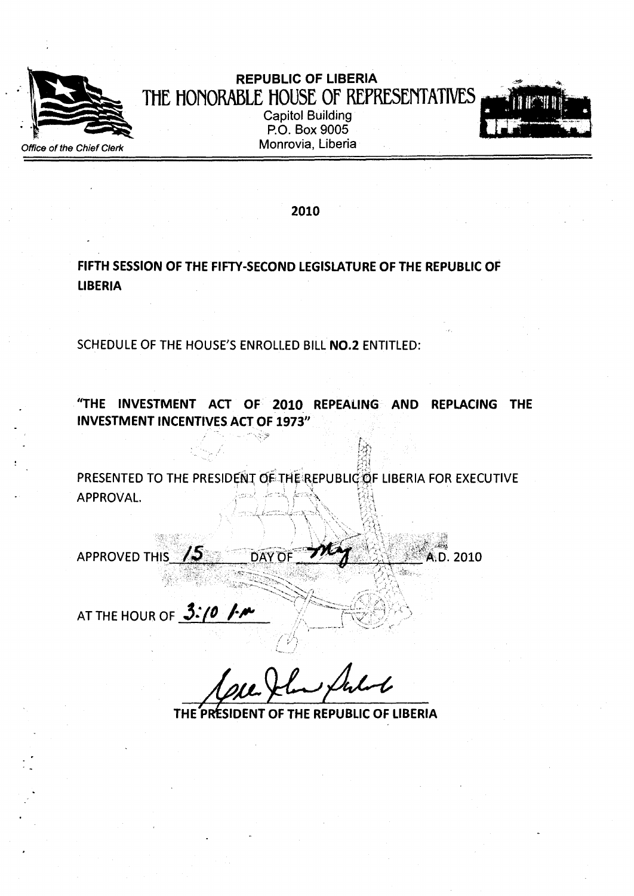REPUBLIC OF LIBERIA

THE HONORABLE HOUSE OF REPRESENTATIVES

Capitol Building
P.O. Box 9005
Monrovia, Liberia

Office of the Chief Clerk

**2010**

**FIFTH SESSION OF THE FIFTY-SECOND LEGISLATURE OF THE REPUBLIC OF LIBERIA**

SCHEDULE OF THE HOUSE'S ENROLLED BILL **NO.2** ENTITLED:

**"THE INVESTMENT ACT OF 2010 REPEALING AND REPLACING THE INVESTMENT INCENTIVES ACT OF 1973"**

PRESENTED TO THE PRESIDENT OF THE REPUBLIC OF LIBERIA FOR EXECUTIVE APPROVAL.

APPROVED THIS 15 DAY OF May A.D. 2010

AT THE HOUR OF 3:10 P.M.

**THE PRESIDENT OF THE REPUBLIC OF LIBERIA**